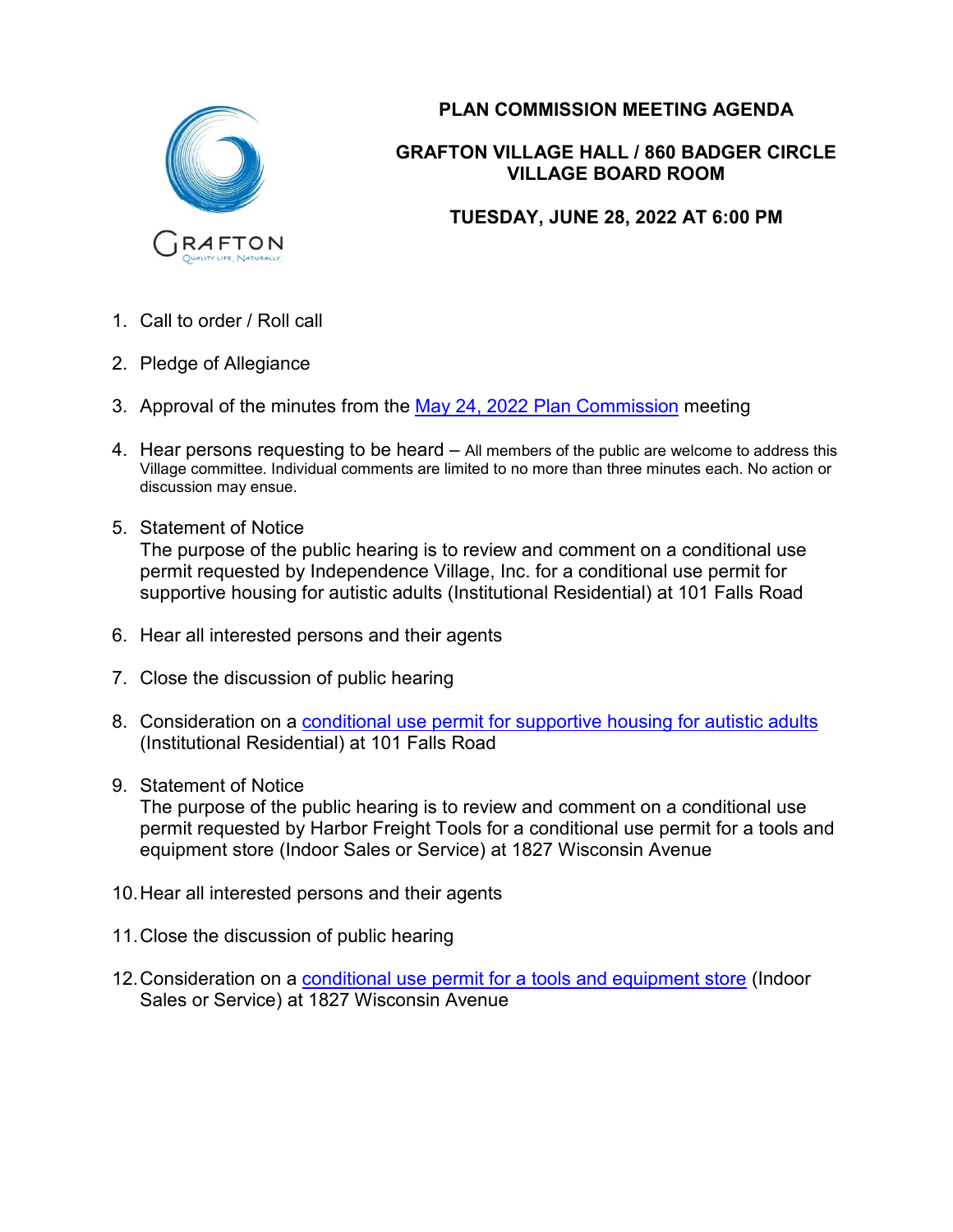GRAFTON
Quality Life. Naturally.

# PLAN COMMISSION MEETING AGENDA

## GRAFTON VILLAGE HALL / 860 BADGER CIRCLE
## VILLAGE BOARD ROOM

## TUESDAY, JUNE 28, 2022 AT 6:00 PM

1. Call to order / Roll call
2. Pledge of Allegiance
3. Approval of the minutes from the May 24, 2022 Plan Commission meeting
4. Hear persons requesting to be heard – All members of the public are welcome to address this Village committee. Individual comments are limited to no more than three minutes each. No action or discussion may ensue.
5. Statement of Notice
   The purpose of the public hearing is to review and comment on a conditional use permit requested by Independence Village, Inc. for a conditional use permit for supportive housing for autistic adults (Institutional Residential) at 101 Falls Road
6. Hear all interested persons and their agents
7. Close the discussion of public hearing
8. Consideration on a conditional use permit for supportive housing for autistic adults (Institutional Residential) at 101 Falls Road
9. Statement of Notice
   The purpose of the public hearing is to review and comment on a conditional use permit requested by Harbor Freight Tools for a conditional use permit for a tools and equipment store (Indoor Sales or Service) at 1827 Wisconsin Avenue
10. Hear all interested persons and their agents
11. Close the discussion of public hearing
12. Consideration on a conditional use permit for a tools and equipment store (Indoor Sales or Service) at 1827 Wisconsin Avenue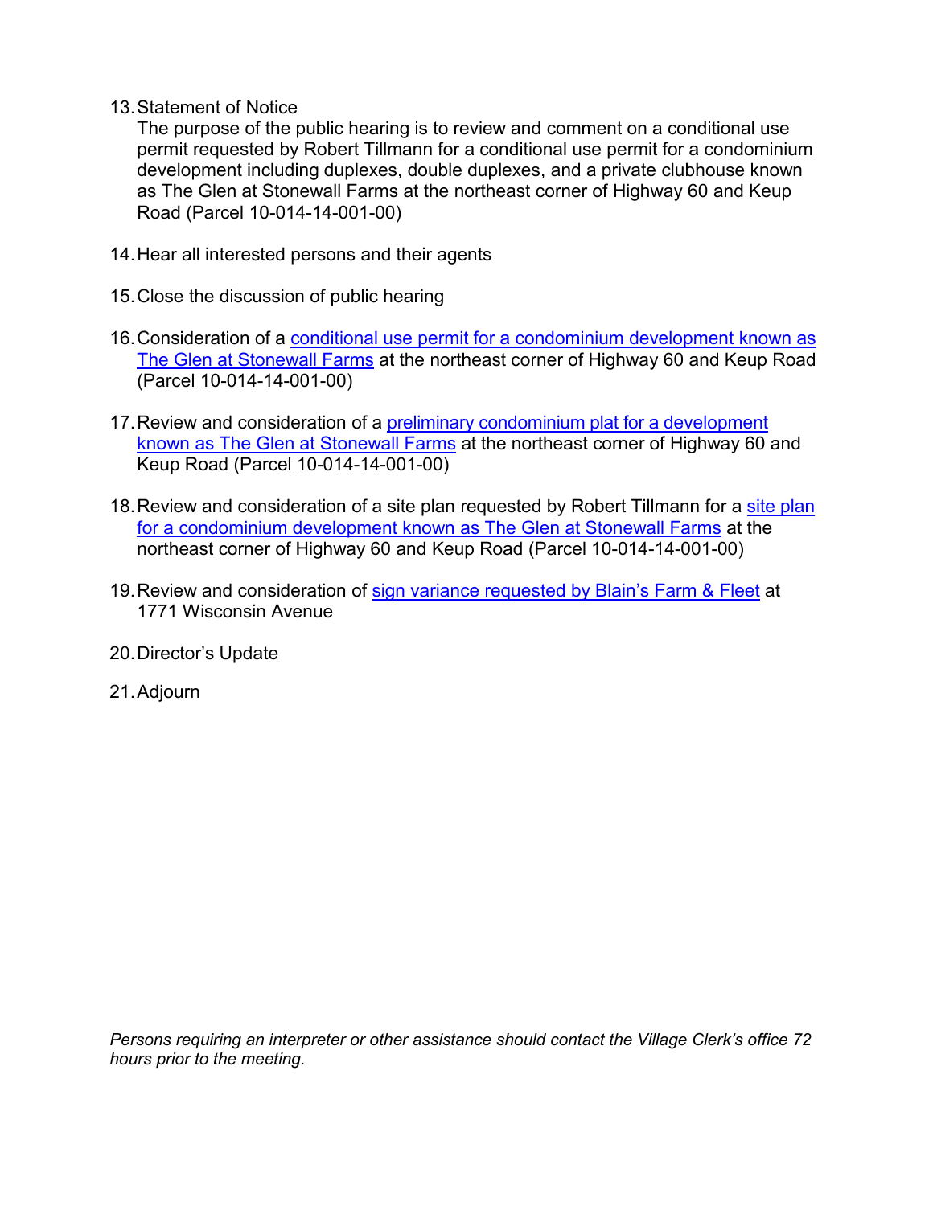13. Statement of Notice
    The purpose of the public hearing is to review and comment on a conditional use permit requested by Robert Tillmann for a conditional use permit for a condominium development including duplexes, double duplexes, and a private clubhouse known as The Glen at Stonewall Farms at the northeast corner of Highway 60 and Keup Road (Parcel 10-014-14-001-00)

14. Hear all interested persons and their agents

15. Close the discussion of public hearing

16. Consideration of a conditional use permit for a condominium development known as The Glen at Stonewall Farms at the northeast corner of Highway 60 and Keup Road (Parcel 10-014-14-001-00)

17. Review and consideration of a preliminary condominium plat for a development known as The Glen at Stonewall Farms at the northeast corner of Highway 60 and Keup Road (Parcel 10-014-14-001-00)

18. Review and consideration of a site plan requested by Robert Tillmann for a site plan for a condominium development known as The Glen at Stonewall Farms at the northeast corner of Highway 60 and Keup Road (Parcel 10-014-14-001-00)

19. Review and consideration of sign variance requested by Blain's Farm & Fleet at 1771 Wisconsin Avenue

20. Director's Update

21. Adjourn

*Persons requiring an interpreter or other assistance should contact the Village Clerk's office 72 hours prior to the meeting.*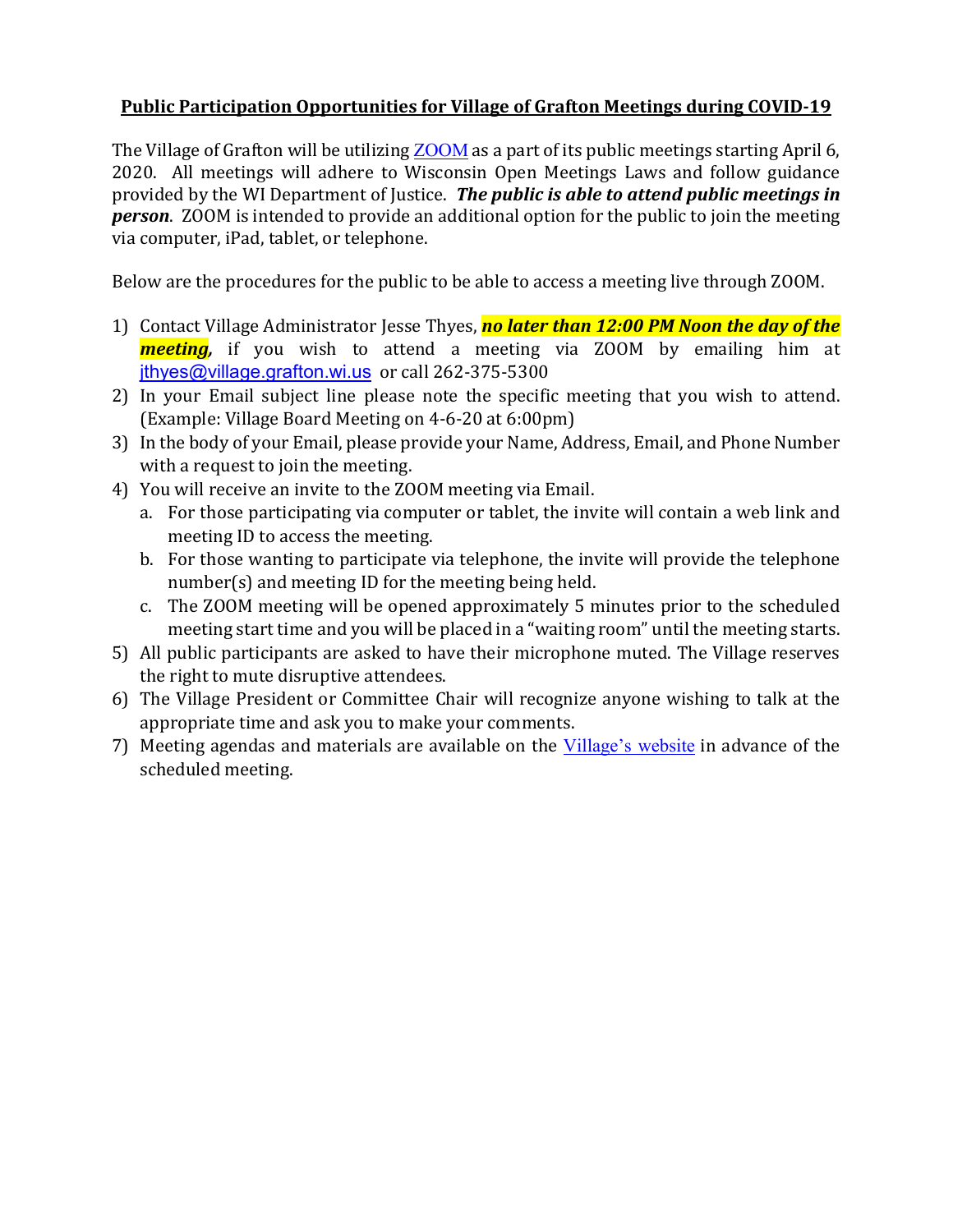**Public Participation Opportunities for Village of Grafton Meetings during COVID-19**

The Village of Grafton will be utilizing ZOOM as a part of its public meetings starting April 6, 2020. All meetings will adhere to Wisconsin Open Meetings Laws and follow guidance provided by the WI Department of Justice. ***The public is able to attend public meetings in person***. ZOOM is intended to provide an additional option for the public to join the meeting via computer, iPad, tablet, or telephone.

Below are the procedures for the public to be able to access a meeting live through ZOOM.

1) Contact Village Administrator Jesse Thyes, ***no later than 12:00 PM Noon the day of the meeting,*** if you wish to attend a meeting via ZOOM by emailing him at jthyes@village.grafton.wi.us or call 262-375-5300
2) In your Email subject line please note the specific meeting that you wish to attend. (Example: Village Board Meeting on 4-6-20 at 6:00pm)
3) In the body of your Email, please provide your Name, Address, Email, and Phone Number with a request to join the meeting.
4) You will receive an invite to the ZOOM meeting via Email.
   a. For those participating via computer or tablet, the invite will contain a web link and meeting ID to access the meeting.
   b. For those wanting to participate via telephone, the invite will provide the telephone number(s) and meeting ID for the meeting being held.
   c. The ZOOM meeting will be opened approximately 5 minutes prior to the scheduled meeting start time and you will be placed in a "waiting room" until the meeting starts.
5) All public participants are asked to have their microphone muted. The Village reserves the right to mute disruptive attendees.
6) The Village President or Committee Chair will recognize anyone wishing to talk at the appropriate time and ask you to make your comments.
7) Meeting agendas and materials are available on the Village's website in advance of the scheduled meeting.